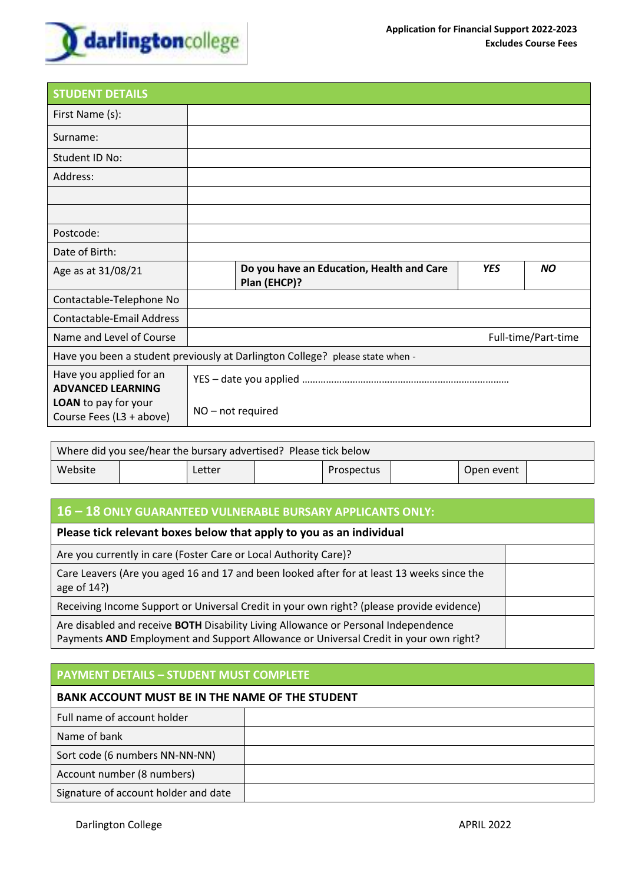darlingtoncollege

**Application for Financial Support 2022-2023**
**Excludes Course Fees**

| STUDENT DETAILS | | | | |
|---|---|---|---|---|
| First Name (s): | | | | |
| Surname: | | | | |
| Student ID No: | | | | |
| Address: | | | | |
| | | | | |
| | | | | |
| Postcode: | | | | |
| Date of Birth: | | | | |
| Age as at 31/08/21 | | **Do you have an Education, Health and Care Plan (EHCP)?** | ***YES*** | ***NO*** |
| Contactable-Telephone No | | | | |
| Contactable-Email Address | | | | |
| Name and Level of Course | | | | Full-time/Part-time |
| Have you been a student previously at Darlington College? please state when - | | | | |
| Have you applied for an **ADVANCED LEARNING LOAN** to pay for your Course Fees (L3 + above) | YES – date you applied ……………………………………………………………………<br>NO – not required | | | |

| Where did you see/hear the bursary advertised? Please tick below | | | | | | | |
|---|---|---|---|---|---|---|---|
| Website | | Letter | | Prospectus | | Open event | |

| 16 – 18 ONLY GUARANTEED VULNERABLE BURSARY APPLICANTS ONLY: | |
|---|---|
| **Please tick relevant boxes below that apply to you as an individual** | |
| Are you currently in care (Foster Care or Local Authority Care)? | |
| Care Leavers (Are you aged 16 and 17 and been looked after for at least 13 weeks since the age of 14?) | |
| Receiving Income Support or Universal Credit in your own right? (please provide evidence) | |
| Are disabled and receive **BOTH** Disability Living Allowance or Personal Independence Payments **AND** Employment and Support Allowance or Universal Credit in your own right? | |

| PAYMENT DETAILS – STUDENT MUST COMPLETE | |
|---|---|
| **BANK ACCOUNT MUST BE IN THE NAME OF THE STUDENT** | |
| Full name of account holder | |
| Name of bank | |
| Sort code (6 numbers NN-NN-NN) | |
| Account number (8 numbers) | |
| Signature of account holder and date | |

Darlington College APRIL 2022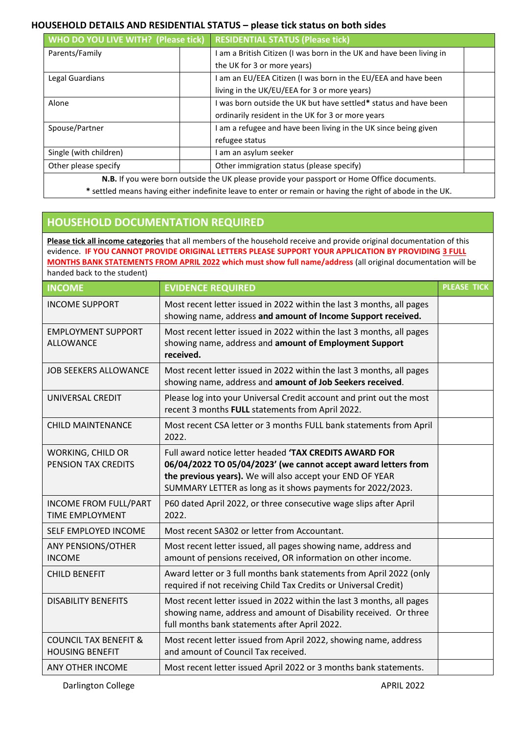## HOUSEHOLD DETAILS AND RESIDENTIAL STATUS – please tick status on both sides

| WHO DO YOU LIVE WITH? (Please tick) | | RESIDENTIAL STATUS (Please tick) | |
|---|---|---|---|
| Parents/Family | | I am a British Citizen (I was born in the UK and have been living in the UK for 3 or more years) | |
| Legal Guardians | | I am an EU/EEA Citizen (I was born in the EU/EEA and have been living in the UK/EU/EEA for 3 or more years) | |
| Alone | | I was born outside the UK but have settled* status and have been ordinarily resident in the UK for 3 or more years | |
| Spouse/Partner | | I am a refugee and have been living in the UK since being given refugee status | |
| Single (with children) | | I am an asylum seeker | |
| Other please specify | | Other immigration status (please specify) | |

**N.B.** If you were born outside the UK please provide your passport or Home Office documents.

\* settled means having either indefinite leave to enter or remain or having the right of abode in the UK.

## HOUSEHOLD DOCUMENTATION REQUIRED

**Please tick all income categories** that all members of the household receive and provide original documentation of this evidence. **IF YOU CANNOT PROVIDE ORIGINAL LETTERS PLEASE SUPPORT YOUR APPLICATION BY PROVIDING 3 FULL MONTHS BANK STATEMENTS FROM APRIL 2022 which must show full name/address** (all original documentation will be handed back to the student)

| INCOME | EVIDENCE REQUIRED | PLEASE TICK |
|---|---|---|
| INCOME SUPPORT | Most recent letter issued in 2022 within the last 3 months, all pages showing name, address **and amount of Income Support received.** | |
| EMPLOYMENT SUPPORT ALLOWANCE | Most recent letter issued in 2022 within the last 3 months, all pages showing name, address and **amount of Employment Support received.** | |
| JOB SEEKERS ALLOWANCE | Most recent letter issued in 2022 within the last 3 months, all pages showing name, address and **amount of Job Seekers received**. | |
| UNIVERSAL CREDIT | Please log into your Universal Credit account and print out the most recent 3 months **FULL** statements from April 2022. | |
| CHILD MAINTENANCE | Most recent CSA letter or 3 months FULL bank statements from April 2022. | |
| WORKING, CHILD OR PENSION TAX CREDITS | Full award notice letter headed **'TAX CREDITS AWARD FOR 06/04/2022 TO 05/04/2023' (we cannot accept award letters from the previous years).** We will also accept your END OF YEAR SUMMARY LETTER as long as it shows payments for 2022/2023. | |
| INCOME FROM FULL/PART TIME EMPLOYMENT | P60 dated April 2022, or three consecutive wage slips after April 2022. | |
| SELF EMPLOYED INCOME | Most recent SA302 or letter from Accountant. | |
| ANY PENSIONS/OTHER INCOME | Most recent letter issued, all pages showing name, address and amount of pensions received, OR information on other income. | |
| CHILD BENEFIT | Award letter or 3 full months bank statements from April 2022 (only required if not receiving Child Tax Credits or Universal Credit) | |
| DISABILITY BENEFITS | Most recent letter issued in 2022 within the last 3 months, all pages showing name, address and amount of Disability received. Or three full months bank statements after April 2022. | |
| COUNCIL TAX BENEFIT & HOUSING BENEFIT | Most recent letter issued from April 2022, showing name, address and amount of Council Tax received. | |
| ANY OTHER INCOME | Most recent letter issued April 2022 or 3 months bank statements. | |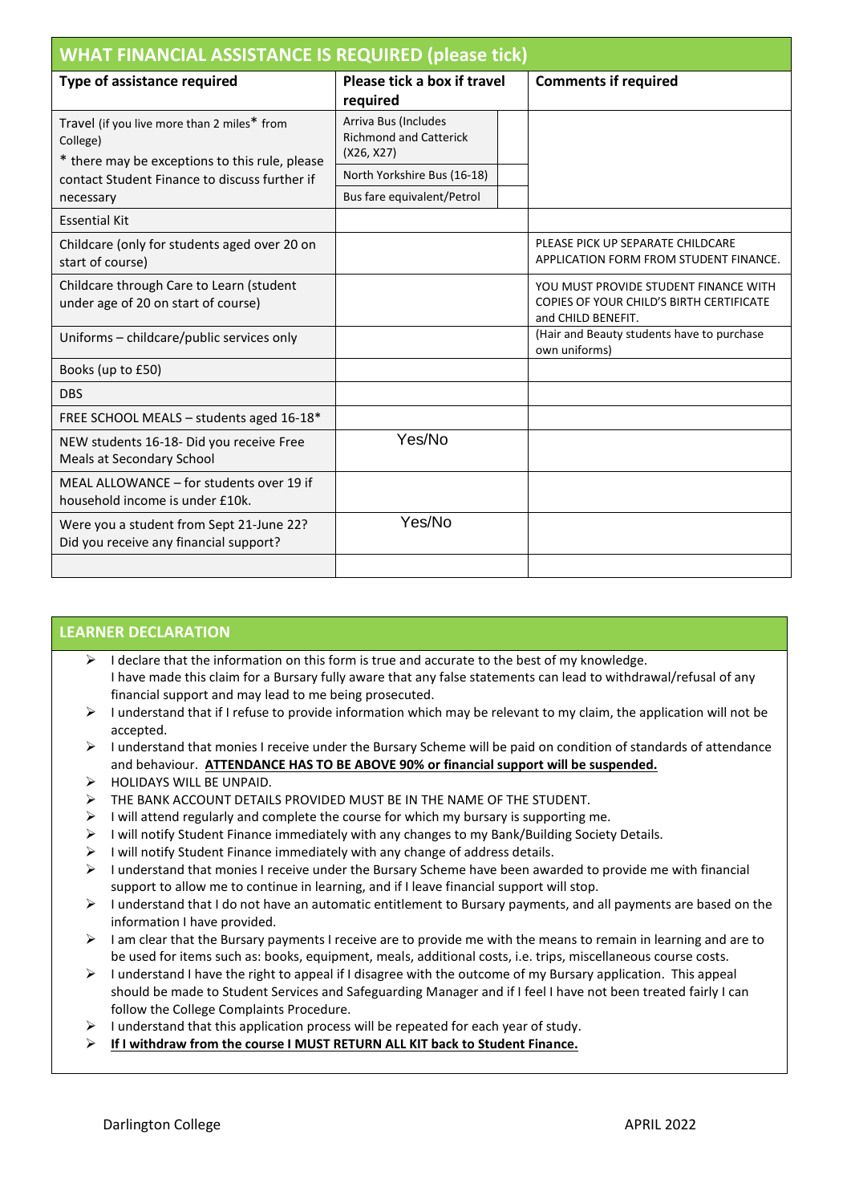## WHAT FINANCIAL ASSISTANCE IS REQUIRED (please tick)

| Type of assistance required | Please tick a box if travel required | | Comments if required |
|---|---|---|---|
| Travel (if you live more than 2 miles* from College)<br>* there may be exceptions to this rule, please contact Student Finance to discuss further if necessary | Arriva Bus (Includes Richmond and Catterick (X26, X27) | | |
| | North Yorkshire Bus (16-18) | | |
| | Bus fare equivalent/Petrol | | |
| Essential Kit | | | |
| Childcare (only for students aged over 20 on start of course) | | | PLEASE PICK UP SEPARATE CHILDCARE APPLICATION FORM FROM STUDENT FINANCE. |
| Childcare through Care to Learn (student under age of 20 on start of course) | | | YOU MUST PROVIDE STUDENT FINANCE WITH COPIES OF YOUR CHILD'S BIRTH CERTIFICATE and CHILD BENEFIT. |
| Uniforms – childcare/public services only | | | (Hair and Beauty students have to purchase own uniforms) |
| Books (up to £50) | | | |
| DBS | | | |
| FREE SCHOOL MEALS – students aged 16-18* | | | |
| NEW students 16-18- Did you receive Free Meals at Secondary School | Yes/No | | |
| MEAL ALLOWANCE – for students over 19 if household income is under £10k. | | | |
| Were you a student from Sept 21-June 22? Did you receive any financial support? | Yes/No | | |
| | | | |

## LEARNER DECLARATION

- I declare that the information on this form is true and accurate to the best of my knowledge.
  I have made this claim for a Bursary fully aware that any false statements can lead to withdrawal/refusal of any financial support and may lead to me being prosecuted.
- I understand that if I refuse to provide information which may be relevant to my claim, the application will not be accepted.
- I understand that monies I receive under the Bursary Scheme will be paid on condition of standards of attendance and behaviour. **ATTENDANCE HAS TO BE ABOVE 90% or financial support will be suspended.**
- HOLIDAYS WILL BE UNPAID.
- THE BANK ACCOUNT DETAILS PROVIDED MUST BE IN THE NAME OF THE STUDENT.
- I will attend regularly and complete the course for which my bursary is supporting me.
- I will notify Student Finance immediately with any changes to my Bank/Building Society Details.
- I will notify Student Finance immediately with any change of address details.
- I understand that monies I receive under the Bursary Scheme have been awarded to provide me with financial support to allow me to continue in learning, and if I leave financial support will stop.
- I understand that I do not have an automatic entitlement to Bursary payments, and all payments are based on the information I have provided.
- I am clear that the Bursary payments I receive are to provide me with the means to remain in learning and are to be used for items such as: books, equipment, meals, additional costs, i.e. trips, miscellaneous course costs.
- I understand I have the right to appeal if I disagree with the outcome of my Bursary application. This appeal should be made to Student Services and Safeguarding Manager and if I feel I have not been treated fairly I can follow the College Complaints Procedure.
- I understand that this application process will be repeated for each year of study.
- **If I withdraw from the course I MUST RETURN ALL KIT back to Student Finance.**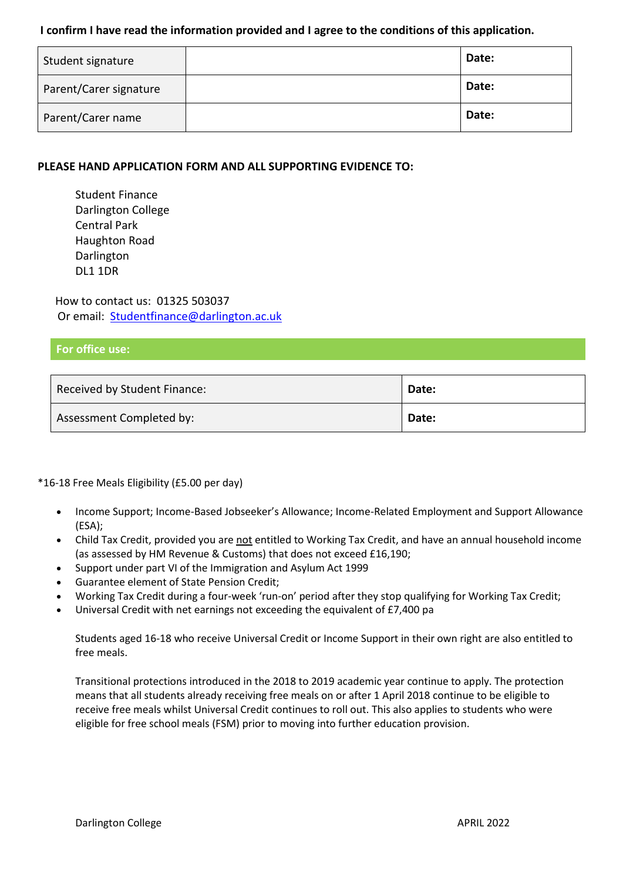**I confirm I have read the information provided and I agree to the conditions of this application.**

| | | |
|---|---|---|
| Student signature | | **Date:** |
| Parent/Carer signature | | **Date:** |
| Parent/Carer name | | **Date:** |

**PLEASE HAND APPLICATION FORM AND ALL SUPPORTING EVIDENCE TO:**

Student Finance
Darlington College
Central Park
Haughton Road
Darlington
DL1 1DR

How to contact us: 01325 503037
Or email: [Studentfinance@darlington.ac.uk](mailto:Studentfinance@darlington.ac.uk)

**For office use:**

| | |
|---|---|
| Received by Student Finance: | **Date:** |
| Assessment Completed by: | **Date:** |

*16-18 Free Meals Eligibility (£5.00 per day)

- Income Support; Income-Based Jobseeker's Allowance; Income-Related Employment and Support Allowance (ESA);
- Child Tax Credit, provided you are not entitled to Working Tax Credit, and have an annual household income (as assessed by HM Revenue & Customs) that does not exceed £16,190;
- Support under part VI of the Immigration and Asylum Act 1999
- Guarantee element of State Pension Credit;
- Working Tax Credit during a four-week 'run-on' period after they stop qualifying for Working Tax Credit;
- Universal Credit with net earnings not exceeding the equivalent of £7,400 pa

Students aged 16-18 who receive Universal Credit or Income Support in their own right are also entitled to free meals.

Transitional protections introduced in the 2018 to 2019 academic year continue to apply. The protection means that all students already receiving free meals on or after 1 April 2018 continue to be eligible to receive free meals whilst Universal Credit continues to roll out. This also applies to students who were eligible for free school meals (FSM) prior to moving into further education provision.